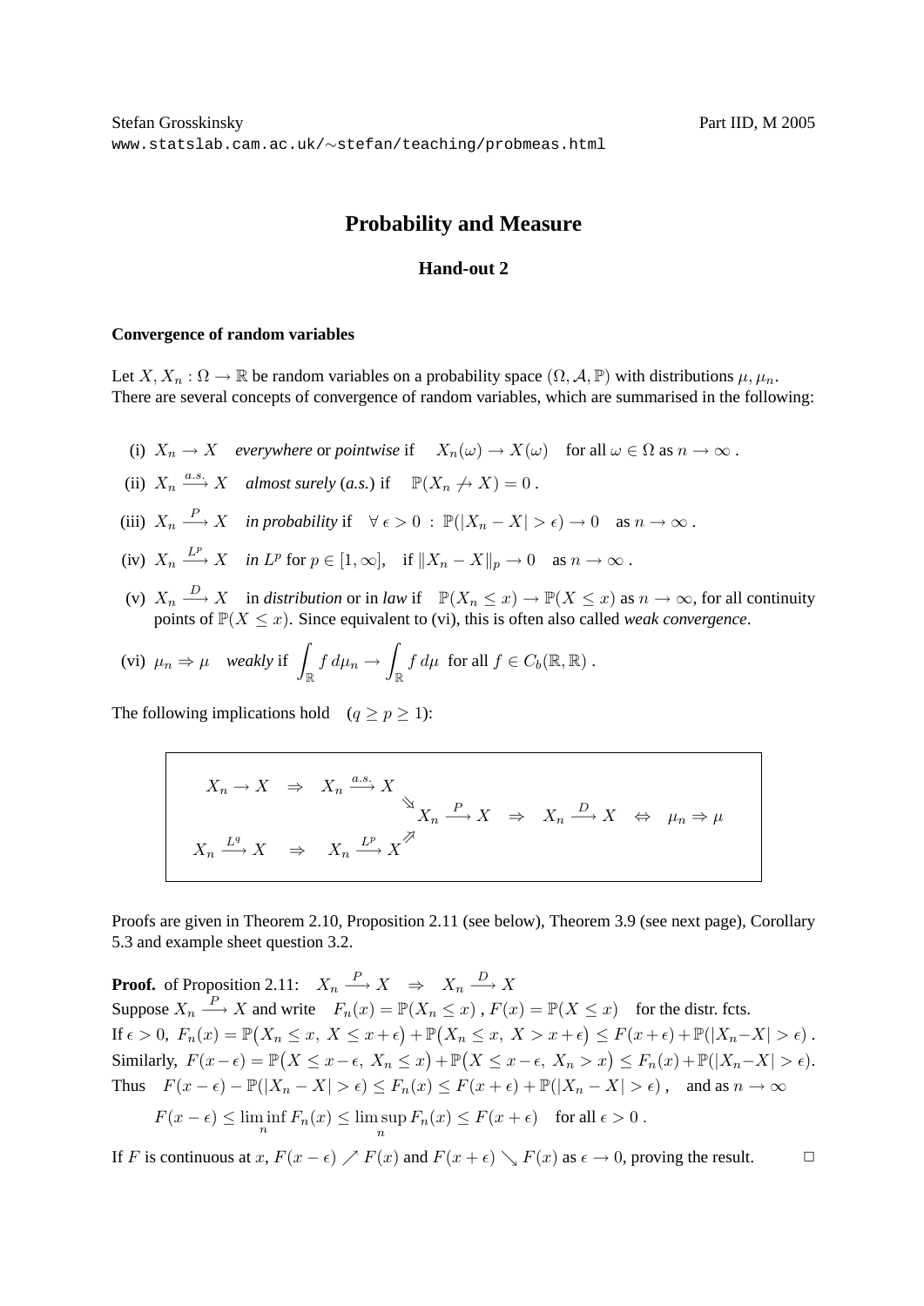Stefan Grosskinsky  Part IID, M 2005
www.statslab.cam.ac.uk/∼stefan/teaching/probmeas.html

# Probability and Measure

## Hand-out 2

### Convergence of random variables

Let $X, X_n : \Omega \to \mathbb{R}$ be random variables on a probability space $(\Omega, \mathcal{A}, \mathbb{P})$ with distributions $\mu, \mu_n$. There are several concepts of convergence of random variables, which are summarised in the following:

(i) $X_n \to X$ *everywhere* or *pointwise* if $X_n(\omega) \to X(\omega)$ for all $\omega \in \Omega$ as $n \to \infty$ .

(ii) $X_n \xrightarrow{a.s.} X$ *almost surely* (*a.s.*) if $\mathbb{P}(X_n \not\to X) = 0$ .

(iii) $X_n \xrightarrow{P} X$ *in probability* if $\forall\, \epsilon > 0 \,:\, \mathbb{P}(|X_n - X| > \epsilon) \to 0$ as $n \to \infty$ .

(iv) $X_n \xrightarrow{L^p} X$ *in* $L^p$ for $p \in [1, \infty]$, if $\|X_n - X\|_p \to 0$ as $n \to \infty$ .

(v) $X_n \xrightarrow{D} X$ in *distribution* or in *law* if $\mathbb{P}(X_n \le x) \to \mathbb{P}(X \le x)$ as $n \to \infty$, for all continuity points of $\mathbb{P}(X \le x)$. Since equivalent to (vi), this is often also called *weak convergence*.

(vi) $\mu_n \Rightarrow \mu$ *weakly* if $\displaystyle\int_{\mathbb{R}} f\, d\mu_n \to \int_{\mathbb{R}} f\, d\mu$ for all $f \in C_b(\mathbb{R}, \mathbb{R})$ .

The following implications hold $(q \ge p \ge 1)$:

$$
\begin{array}{ccccccccc}
X_n \to X & \Rightarrow & X_n \xrightarrow{a.s.} X & \searrow & & & & & \\
 & & & & X_n \xrightarrow{P} X & \Rightarrow & X_n \xrightarrow{D} X & \Leftrightarrow & \mu_n \Rightarrow \mu \\
X_n \xrightarrow{L^q} X & \Rightarrow & X_n \xrightarrow{L^p} X & \nearrow & & & & &
\end{array}
$$

Proofs are given in Theorem 2.10, Proposition 2.11 (see below), Theorem 3.9 (see next page), Corollary 5.3 and example sheet question 3.2.

**Proof.** of Proposition 2.11: $X_n \xrightarrow{P} X \;\Rightarrow\; X_n \xrightarrow{D} X$

Suppose $X_n \xrightarrow{P} X$ and write $F_n(x) = \mathbb{P}(X_n \le x)$ , $F(x) = \mathbb{P}(X \le x)$ for the distr. fcts.

If $\epsilon > 0$, $F_n(x) = \mathbb{P}\big(X_n \le x,\ X \le x+\epsilon\big) + \mathbb{P}\big(X_n \le x,\ X > x+\epsilon\big) \le F(x+\epsilon) + \mathbb{P}(|X_n - X| > \epsilon)$ .

Similarly, $F(x-\epsilon) = \mathbb{P}\big(X \le x-\epsilon,\ X_n \le x\big) + \mathbb{P}\big(X \le x-\epsilon,\ X_n > x\big) \le F_n(x) + \mathbb{P}(|X_n - X| > \epsilon)$.

Thus $F(x-\epsilon) - \mathbb{P}(|X_n - X| > \epsilon) \le F_n(x) \le F(x+\epsilon) + \mathbb{P}(|X_n - X| > \epsilon)$ , and as $n \to \infty$

$$F(x-\epsilon) \le \liminf_n F_n(x) \le \limsup_n F_n(x) \le F(x+\epsilon) \quad \text{for all } \epsilon > 0\ .$$

If $F$ is continuous at $x$, $F(x-\epsilon) \nearrow F(x)$ and $F(x+\epsilon) \searrow F(x)$ as $\epsilon \to 0$, proving the result. □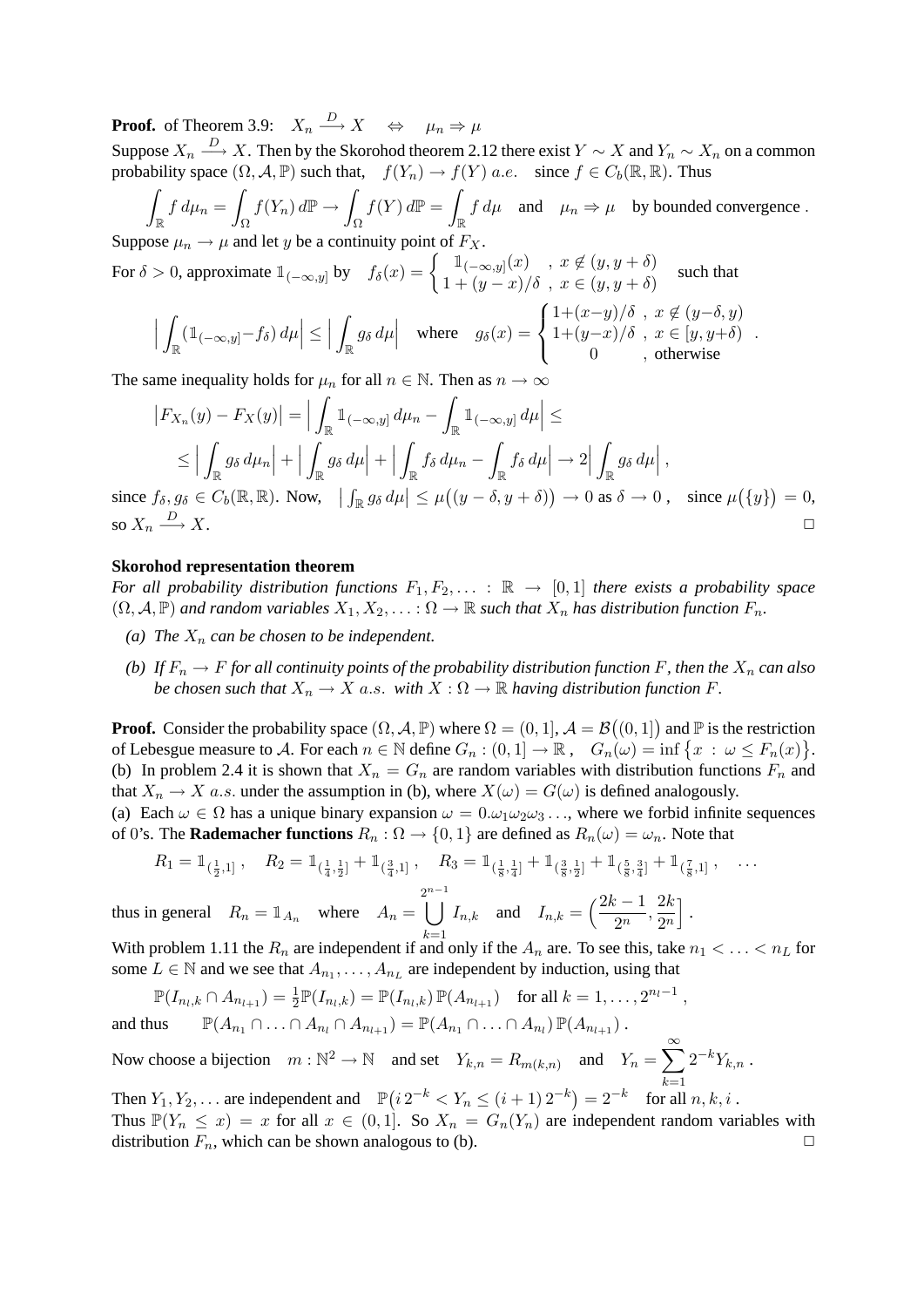**Proof.** of Theorem 3.9: $X_n \xrightarrow{D} X \quad \Leftrightarrow \quad \mu_n \Rightarrow \mu$

Suppose $X_n \xrightarrow{D} X$. Then by the Skorohod theorem 2.12 there exist $Y \sim X$ and $Y_n \sim X_n$ on a common probability space $(\Omega, \mathcal{A}, \mathbb{P})$ such that, $\quad f(Y_n) \to f(Y)\ a.e. \quad$ since $f \in C_b(\mathbb{R}, \mathbb{R})$. Thus

$$\int_{\mathbb{R}} f\, d\mu_n = \int_\Omega f(Y_n)\, d\mathbb{P} \to \int_\Omega f(Y)\, d\mathbb{P} = \int_{\mathbb{R}} f\, d\mu \quad \text{and} \quad \mu_n \Rightarrow \mu \quad \text{by bounded convergence}\ .$$

Suppose $\mu_n \to \mu$ and let $y$ be a continuity point of $F_X$.

For $\delta > 0$, approximate $\mathbb{1}_{(-\infty,y]}$ by $\quad f_\delta(x) = \begin{cases} \mathbb{1}_{(-\infty,y]}(x) & , \ x \notin (y, y+\delta) \\ 1 + (y-x)/\delta & , \ x \in (y, y+\delta) \end{cases} \quad$ such that

$$\Big| \int_{\mathbb{R}} (\mathbb{1}_{(-\infty,y]} - f_\delta)\, d\mu \Big| \leq \Big| \int_{\mathbb{R}} g_\delta\, d\mu \Big| \quad \text{where} \quad g_\delta(x) = \begin{cases} 1 + (x-y)/\delta & , \ x \notin (y-\delta, y) \\ 1 + (y-x)/\delta & , \ x \in [y, y+\delta) \\ 0 & , \ \text{otherwise} \end{cases}\ .$$

The same inequality holds for $\mu_n$ for all $n \in \mathbb{N}$. Then as $n \to \infty$

$$\begin{aligned} \big| F_{X_n}(y) - F_X(y) \big| &= \Big| \int_{\mathbb{R}} \mathbb{1}_{(-\infty,y]}\, d\mu_n - \int_{\mathbb{R}} \mathbb{1}_{(-\infty,y]}\, d\mu \Big| \leq \\ &\leq \Big| \int_{\mathbb{R}} g_\delta\, d\mu_n \Big| + \Big| \int_{\mathbb{R}} g_\delta\, d\mu \Big| + \Big| \int_{\mathbb{R}} f_\delta\, d\mu_n - \int_{\mathbb{R}} f_\delta\, d\mu \Big| \to 2 \Big| \int_{\mathbb{R}} g_\delta\, d\mu \Big|\ , \end{aligned}$$

since $f_\delta, g_\delta \in C_b(\mathbb{R}, \mathbb{R})$. Now, $\quad \big| \int_{\mathbb{R}} g_\delta\, d\mu \big| \leq \mu\big((y-\delta, y+\delta)\big) \to 0$ as $\delta \to 0\ , \quad$ since $\mu\big(\{y\}\big) = 0$, so $X_n \xrightarrow{D} X$. $\square$

**Skorohod representation theorem**

*For all probability distribution functions $F_1, F_2, \ldots : \mathbb{R} \to [0,1]$ there exists a probability space $(\Omega, \mathcal{A}, \mathbb{P})$ and random variables $X_1, X_2, \ldots : \Omega \to \mathbb{R}$ such that $X_n$ has distribution function $F_n$.*

- *(a) The $X_n$ can be chosen to be independent.*
- *(b) If $F_n \to F$ for all continuity points of the probability distribution function $F$, then the $X_n$ can also be chosen such that $X_n \to X$ a.s. with $X : \Omega \to \mathbb{R}$ having distribution function $F$.*

**Proof.** Consider the probability space $(\Omega, \mathcal{A}, \mathbb{P})$ where $\Omega = (0,1]$, $\mathcal{A} = \mathcal{B}\big((0,1]\big)$ and $\mathbb{P}$ is the restriction of Lebesgue measure to $\mathcal{A}$. For each $n \in \mathbb{N}$ define $G_n : (0,1] \to \mathbb{R}\ , \quad G_n(\omega) = \inf\big\{x \ : \ \omega \leq F_n(x)\big\}$.

(b) In problem 2.4 it is shown that $X_n = G_n$ are random variables with distribution functions $F_n$ and that $X_n \to X$ a.s. under the assumption in (b), where $X(\omega) = G(\omega)$ is defined analogously.

(a) Each $\omega \in \Omega$ has a unique binary expansion $\omega = 0.\omega_1\omega_2\omega_3\ldots$, where we forbid infinite sequences of 0's. The **Rademacher functions** $R_n : \Omega \to \{0,1\}$ are defined as $R_n(\omega) = \omega_n$. Note that

$$R_1 = \mathbb{1}_{(\frac{1}{2},1]}\ , \quad R_2 = \mathbb{1}_{(\frac{1}{4},\frac{1}{2}]} + \mathbb{1}_{(\frac{3}{4},1]}\ , \quad R_3 = \mathbb{1}_{(\frac{1}{8},\frac{1}{4}]} + \mathbb{1}_{(\frac{3}{8},\frac{1}{2}]} + \mathbb{1}_{(\frac{5}{8},\frac{3}{4}]} + \mathbb{1}_{(\frac{7}{8},1]}\ , \quad \ldots$$

thus in general $\quad R_n = \mathbb{1}_{A_n} \quad$ where $\quad A_n = \displaystyle\bigcup_{k=1}^{2^{n-1}} I_{n,k} \quad$ and $\quad I_{n,k} = \Big(\frac{2k-1}{2^n}, \frac{2k}{2^n}\Big]$.

With problem 1.11 the $R_n$ are independent if and only if the $A_n$ are. To see this, take $n_1 < \ldots < n_L$ for some $L \in \mathbb{N}$ and we see that $A_{n_1}, \ldots, A_{n_L}$ are independent by induction, using that

$$\mathbb{P}(I_{n_l,k} \cap A_{n_{l+1}}) = \tfrac{1}{2}\mathbb{P}(I_{n_l,k}) = \mathbb{P}(I_{n_l,k})\, \mathbb{P}(A_{n_{l+1}}) \quad \text{for all } k = 1, \ldots, 2^{n_l - 1}\ ,$$

and thus $\qquad \mathbb{P}(A_{n_1} \cap \ldots \cap A_{n_l} \cap A_{n_{l+1}}) = \mathbb{P}(A_{n_1} \cap \ldots \cap A_{n_l})\, \mathbb{P}(A_{n_{l+1}})$.

Now choose a bijection $\quad m : \mathbb{N}^2 \to \mathbb{N} \quad$ and set $\quad Y_{k,n} = R_{m(k,n)} \quad$ and $\quad Y_n = \displaystyle\sum_{k=1}^\infty 2^{-k} Y_{k,n}$.

Then $Y_1, Y_2, \ldots$ are independent and $\quad \mathbb{P}\big(i\, 2^{-k} < Y_n \leq (i+1)\, 2^{-k}\big) = 2^{-k} \quad$ for all $n, k, i$.

Thus $\mathbb{P}(Y_n \leq x) = x$ for all $x \in (0,1]$. So $X_n = G_n(Y_n)$ are independent random variables with distribution $F_n$, which can be shown analogous to (b). $\square$